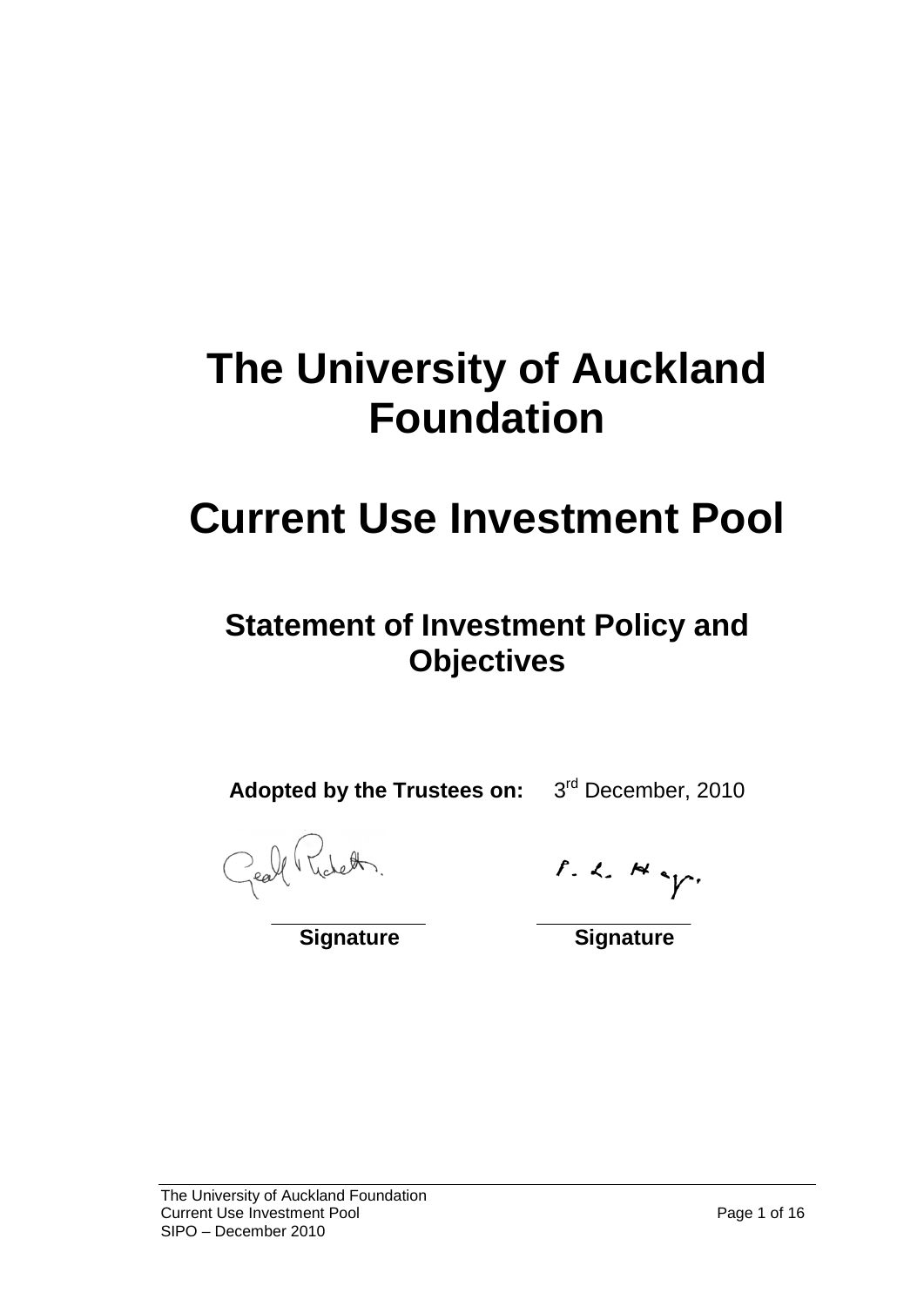# The University of Auckland Foundation

# Current Use Investment Pool

## Statement of Investment Policy and Objectives

**Adopted by the Trustees on:** 3rd December, 2010

| **Signature** | **Signature** |
| --- | --- |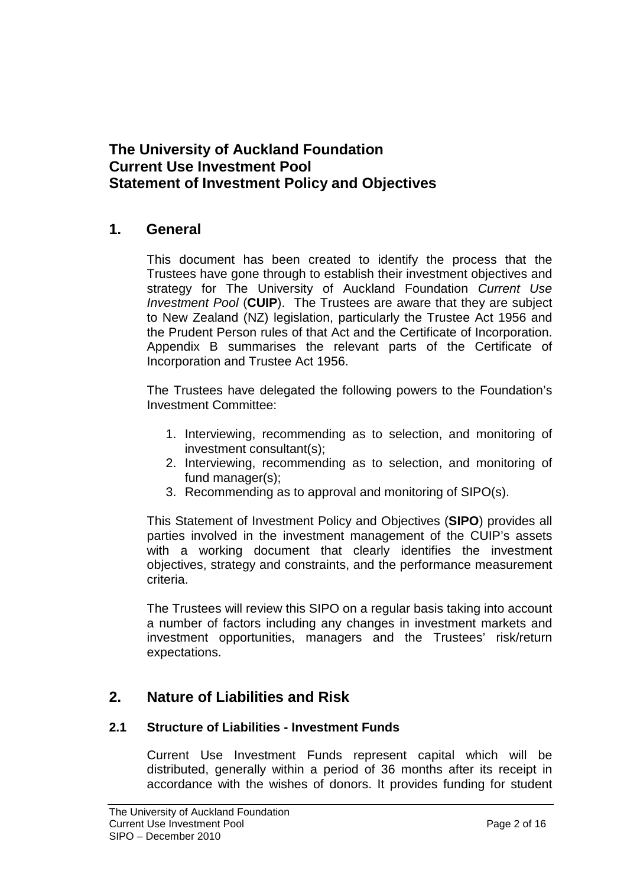# The University of Auckland Foundation
# Current Use Investment Pool
# Statement of Investment Policy and Objectives

## 1. General

This document has been created to identify the process that the Trustees have gone through to establish their investment objectives and strategy for The University of Auckland Foundation *Current Use Investment Pool* (**CUIP**). The Trustees are aware that they are subject to New Zealand (NZ) legislation, particularly the Trustee Act 1956 and the Prudent Person rules of that Act and the Certificate of Incorporation. Appendix B summarises the relevant parts of the Certificate of Incorporation and Trustee Act 1956.

The Trustees have delegated the following powers to the Foundation's Investment Committee:

1. Interviewing, recommending as to selection, and monitoring of investment consultant(s);
2. Interviewing, recommending as to selection, and monitoring of fund manager(s);
3. Recommending as to approval and monitoring of SIPO(s).

This Statement of Investment Policy and Objectives (**SIPO**) provides all parties involved in the investment management of the CUIP's assets with a working document that clearly identifies the investment objectives, strategy and constraints, and the performance measurement criteria.

The Trustees will review this SIPO on a regular basis taking into account a number of factors including any changes in investment markets and investment opportunities, managers and the Trustees' risk/return expectations.

## 2. Nature of Liabilities and Risk

### 2.1 Structure of Liabilities - Investment Funds

Current Use Investment Funds represent capital which will be distributed, generally within a period of 36 months after its receipt in accordance with the wishes of donors. It provides funding for student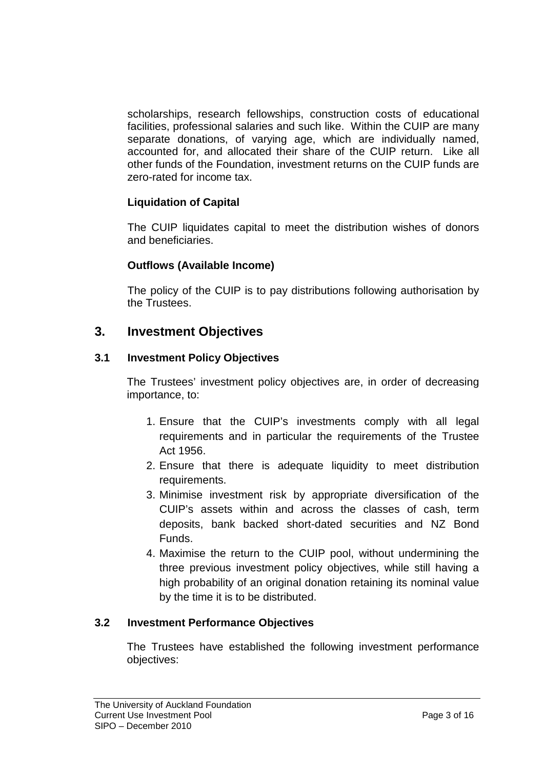scholarships, research fellowships, construction costs of educational facilities, professional salaries and such like. Within the CUIP are many separate donations, of varying age, which are individually named, accounted for, and allocated their share of the CUIP return. Like all other funds of the Foundation, investment returns on the CUIP funds are zero-rated for income tax.

**Liquidation of Capital**

The CUIP liquidates capital to meet the distribution wishes of donors and beneficiaries.

**Outflows (Available Income)**

The policy of the CUIP is to pay distributions following authorisation by the Trustees.

## 3. Investment Objectives

### 3.1 Investment Policy Objectives

The Trustees' investment policy objectives are, in order of decreasing importance, to:

1. Ensure that the CUIP's investments comply with all legal requirements and in particular the requirements of the Trustee Act 1956.
2. Ensure that there is adequate liquidity to meet distribution requirements.
3. Minimise investment risk by appropriate diversification of the CUIP's assets within and across the classes of cash, term deposits, bank backed short-dated securities and NZ Bond Funds.
4. Maximise the return to the CUIP pool, without undermining the three previous investment policy objectives, while still having a high probability of an original donation retaining its nominal value by the time it is to be distributed.

### 3.2 Investment Performance Objectives

The Trustees have established the following investment performance objectives: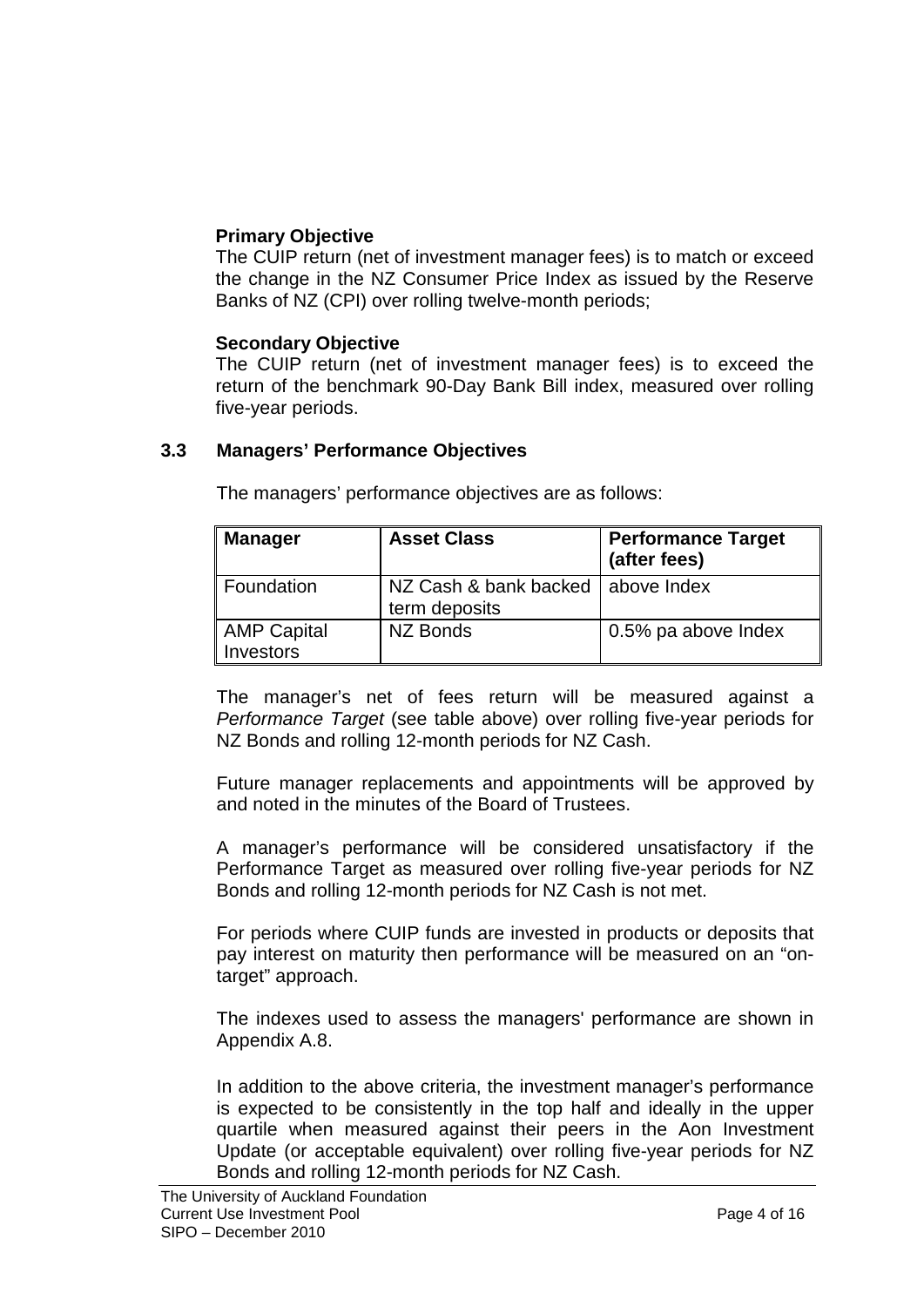**Primary Objective**

The CUIP return (net of investment manager fees) is to match or exceed the change in the NZ Consumer Price Index as issued by the Reserve Banks of NZ (CPI) over rolling twelve-month periods;

**Secondary Objective**

The CUIP return (net of investment manager fees) is to exceed the return of the benchmark 90-Day Bank Bill index, measured over rolling five-year periods.

### 3.3 Managers' Performance Objectives

The managers' performance objectives are as follows:

| Manager | Asset Class | Performance Target (after fees) |
|---|---|---|
| Foundation | NZ Cash & bank backed term deposits | above Index |
| AMP Capital Investors | NZ Bonds | 0.5% pa above Index |

The manager's net of fees return will be measured against a *Performance Target* (see table above) over rolling five-year periods for NZ Bonds and rolling 12-month periods for NZ Cash.

Future manager replacements and appointments will be approved by and noted in the minutes of the Board of Trustees.

A manager's performance will be considered unsatisfactory if the Performance Target as measured over rolling five-year periods for NZ Bonds and rolling 12-month periods for NZ Cash is not met.

For periods where CUIP funds are invested in products or deposits that pay interest on maturity then performance will be measured on an "on-target" approach.

The indexes used to assess the managers' performance are shown in Appendix A.8.

In addition to the above criteria, the investment manager's performance is expected to be consistently in the top half and ideally in the upper quartile when measured against their peers in the Aon Investment Update (or acceptable equivalent) over rolling five-year periods for NZ Bonds and rolling 12-month periods for NZ Cash.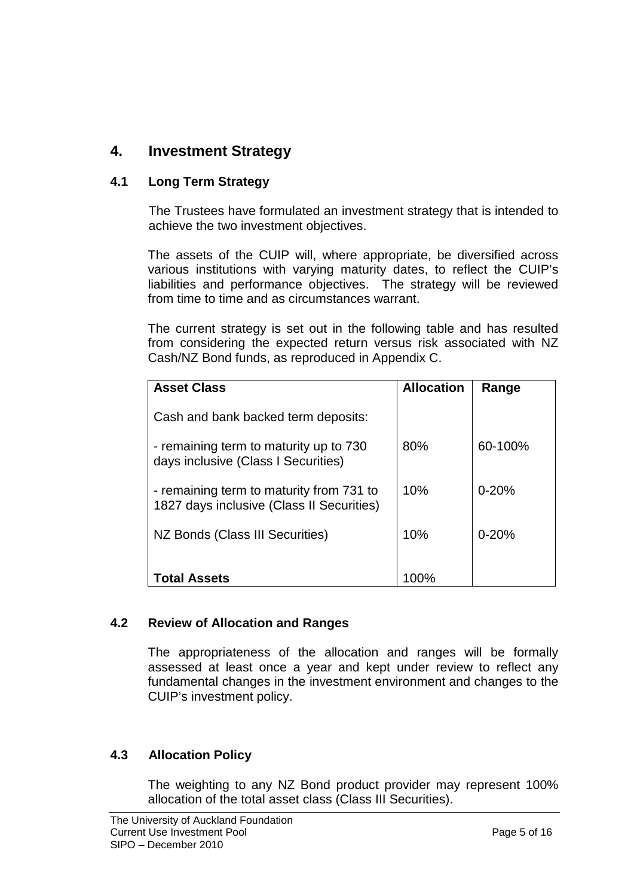## 4. Investment Strategy

### 4.1 Long Term Strategy

The Trustees have formulated an investment strategy that is intended to achieve the two investment objectives.

The assets of the CUIP will, where appropriate, be diversified across various institutions with varying maturity dates, to reflect the CUIP's liabilities and performance objectives. The strategy will be reviewed from time to time and as circumstances warrant.

The current strategy is set out in the following table and has resulted from considering the expected return versus risk associated with NZ Cash/NZ Bond funds, as reproduced in Appendix C.

| Asset Class | Allocation | Range |
|---|---|---|
| Cash and bank backed term deposits: | | |
| - remaining term to maturity up to 730 days inclusive (Class I Securities) | 80% | 60-100% |
| - remaining term to maturity from 731 to 1827 days inclusive (Class II Securities) | 10% | 0-20% |
| NZ Bonds (Class III Securities) | 10% | 0-20% |
| **Total Assets** | 100% | |

### 4.2 Review of Allocation and Ranges

The appropriateness of the allocation and ranges will be formally assessed at least once a year and kept under review to reflect any fundamental changes in the investment environment and changes to the CUIP's investment policy.

### 4.3 Allocation Policy

The weighting to any NZ Bond product provider may represent 100% allocation of the total asset class (Class III Securities).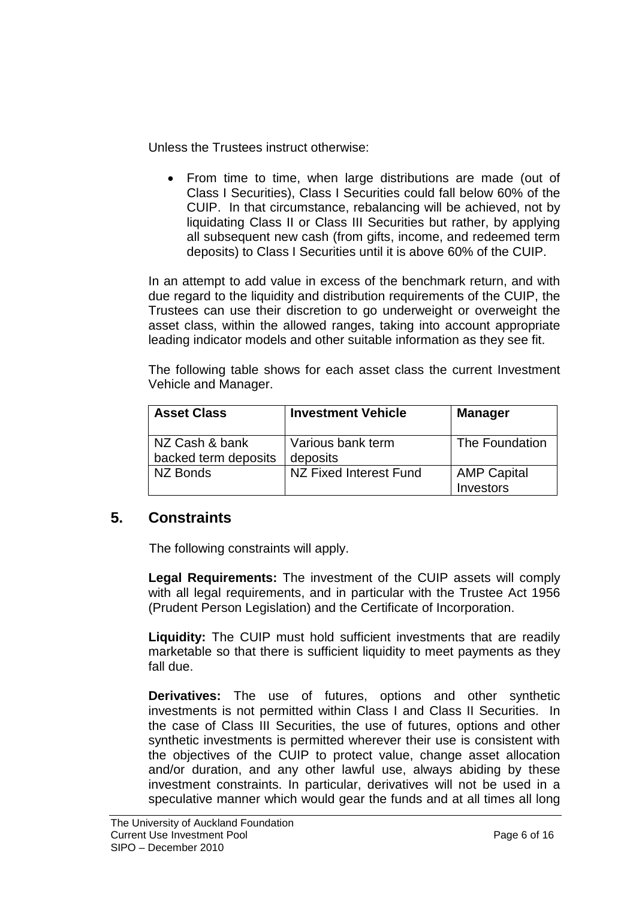Unless the Trustees instruct otherwise:

- From time to time, when large distributions are made (out of Class I Securities), Class I Securities could fall below 60% of the CUIP. In that circumstance, rebalancing will be achieved, not by liquidating Class II or Class III Securities but rather, by applying all subsequent new cash (from gifts, income, and redeemed term deposits) to Class I Securities until it is above 60% of the CUIP.

In an attempt to add value in excess of the benchmark return, and with due regard to the liquidity and distribution requirements of the CUIP, the Trustees can use their discretion to go underweight or overweight the asset class, within the allowed ranges, taking into account appropriate leading indicator models and other suitable information as they see fit.

The following table shows for each asset class the current Investment Vehicle and Manager.

| Asset Class | Investment Vehicle | Manager |
|---|---|---|
| NZ Cash & bank backed term deposits | Various bank term deposits | The Foundation |
| NZ Bonds | NZ Fixed Interest Fund | AMP Capital Investors |

## 5. Constraints

The following constraints will apply.

**Legal Requirements:** The investment of the CUIP assets will comply with all legal requirements, and in particular with the Trustee Act 1956 (Prudent Person Legislation) and the Certificate of Incorporation.

**Liquidity:** The CUIP must hold sufficient investments that are readily marketable so that there is sufficient liquidity to meet payments as they fall due.

**Derivatives:** The use of futures, options and other synthetic investments is not permitted within Class I and Class II Securities. In the case of Class III Securities, the use of futures, options and other synthetic investments is permitted wherever their use is consistent with the objectives of the CUIP to protect value, change asset allocation and/or duration, and any other lawful use, always abiding by these investment constraints. In particular, derivatives will not be used in a speculative manner which would gear the funds and at all times all long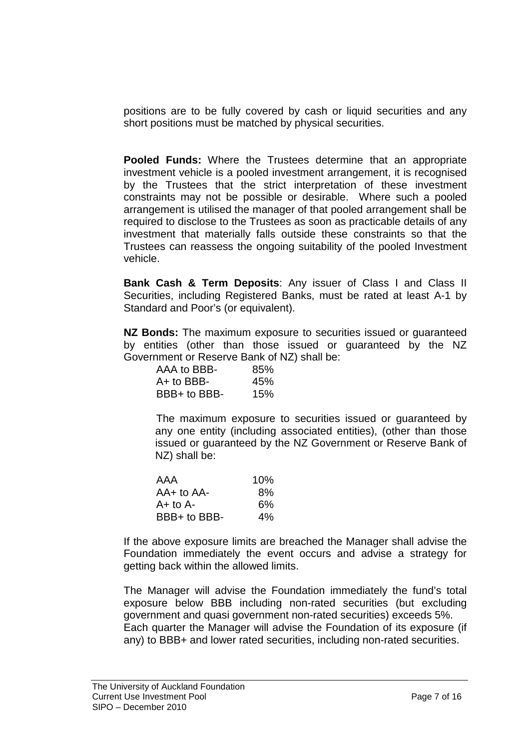positions are to be fully covered by cash or liquid securities and any short positions must be matched by physical securities.

**Pooled Funds:** Where the Trustees determine that an appropriate investment vehicle is a pooled investment arrangement, it is recognised by the Trustees that the strict interpretation of these investment constraints may not be possible or desirable. Where such a pooled arrangement is utilised the manager of that pooled arrangement shall be required to disclose to the Trustees as soon as practicable details of any investment that materially falls outside these constraints so that the Trustees can reassess the ongoing suitability of the pooled Investment vehicle.

**Bank Cash & Term Deposits**: Any issuer of Class I and Class II Securities, including Registered Banks, must be rated at least A-1 by Standard and Poor's (or equivalent).

**NZ Bonds:** The maximum exposure to securities issued or guaranteed by entities (other than those issued or guaranteed by the NZ Government or Reserve Bank of NZ) shall be:

| | |
|---|---|
| AAA to BBB- | 85% |
| A+ to BBB- | 45% |
| BBB+ to BBB- | 15% |

The maximum exposure to securities issued or guaranteed by any one entity (including associated entities), (other than those issued or guaranteed by the NZ Government or Reserve Bank of NZ) shall be:

| | |
|---|---|
| AAA | 10% |
| AA+ to AA- | 8% |
| A+ to A- | 6% |
| BBB+ to BBB- | 4% |

If the above exposure limits are breached the Manager shall advise the Foundation immediately the event occurs and advise a strategy for getting back within the allowed limits.

The Manager will advise the Foundation immediately the fund's total exposure below BBB including non-rated securities (but excluding government and quasi government non-rated securities) exceeds 5%. Each quarter the Manager will advise the Foundation of its exposure (if any) to BBB+ and lower rated securities, including non-rated securities.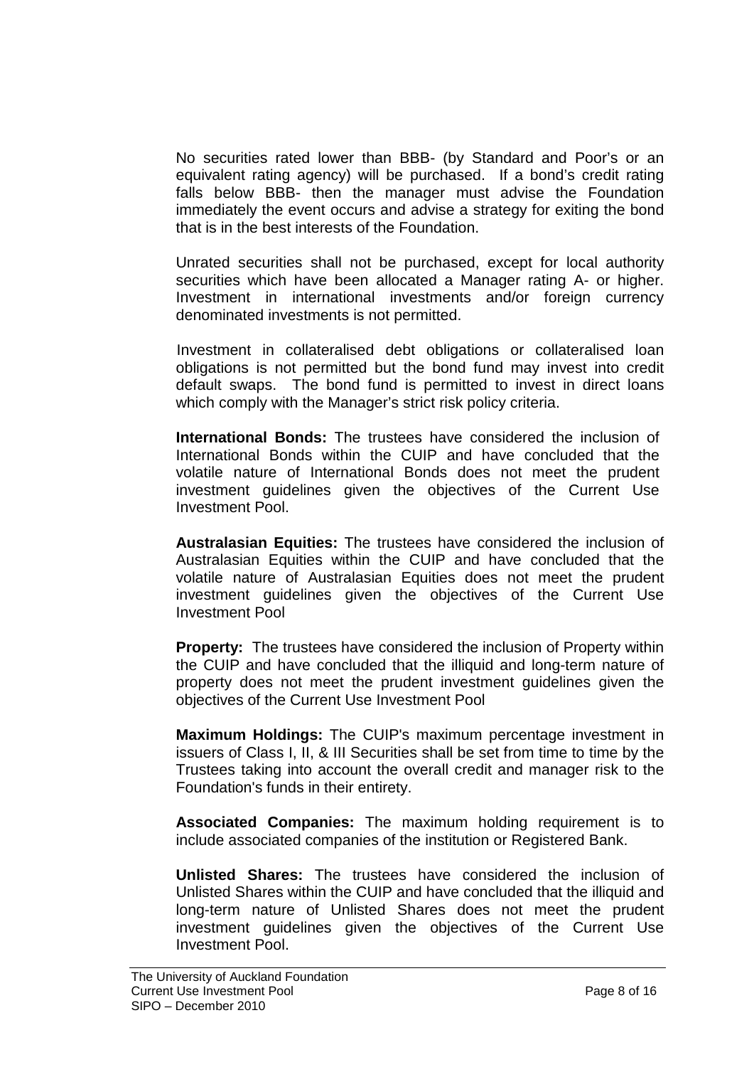No securities rated lower than BBB- (by Standard and Poor's or an equivalent rating agency) will be purchased. If a bond's credit rating falls below BBB- then the manager must advise the Foundation immediately the event occurs and advise a strategy for exiting the bond that is in the best interests of the Foundation.

Unrated securities shall not be purchased, except for local authority securities which have been allocated a Manager rating A- or higher. Investment in international investments and/or foreign currency denominated investments is not permitted.

Investment in collateralised debt obligations or collateralised loan obligations is not permitted but the bond fund may invest into credit default swaps. The bond fund is permitted to invest in direct loans which comply with the Manager's strict risk policy criteria.

**International Bonds:** The trustees have considered the inclusion of International Bonds within the CUIP and have concluded that the volatile nature of International Bonds does not meet the prudent investment guidelines given the objectives of the Current Use Investment Pool.

**Australasian Equities:** The trustees have considered the inclusion of Australasian Equities within the CUIP and have concluded that the volatile nature of Australasian Equities does not meet the prudent investment guidelines given the objectives of the Current Use Investment Pool

**Property:** The trustees have considered the inclusion of Property within the CUIP and have concluded that the illiquid and long-term nature of property does not meet the prudent investment guidelines given the objectives of the Current Use Investment Pool

**Maximum Holdings:** The CUIP's maximum percentage investment in issuers of Class I, II, & III Securities shall be set from time to time by the Trustees taking into account the overall credit and manager risk to the Foundation's funds in their entirety.

**Associated Companies:** The maximum holding requirement is to include associated companies of the institution or Registered Bank.

**Unlisted Shares:** The trustees have considered the inclusion of Unlisted Shares within the CUIP and have concluded that the illiquid and long-term nature of Unlisted Shares does not meet the prudent investment guidelines given the objectives of the Current Use Investment Pool.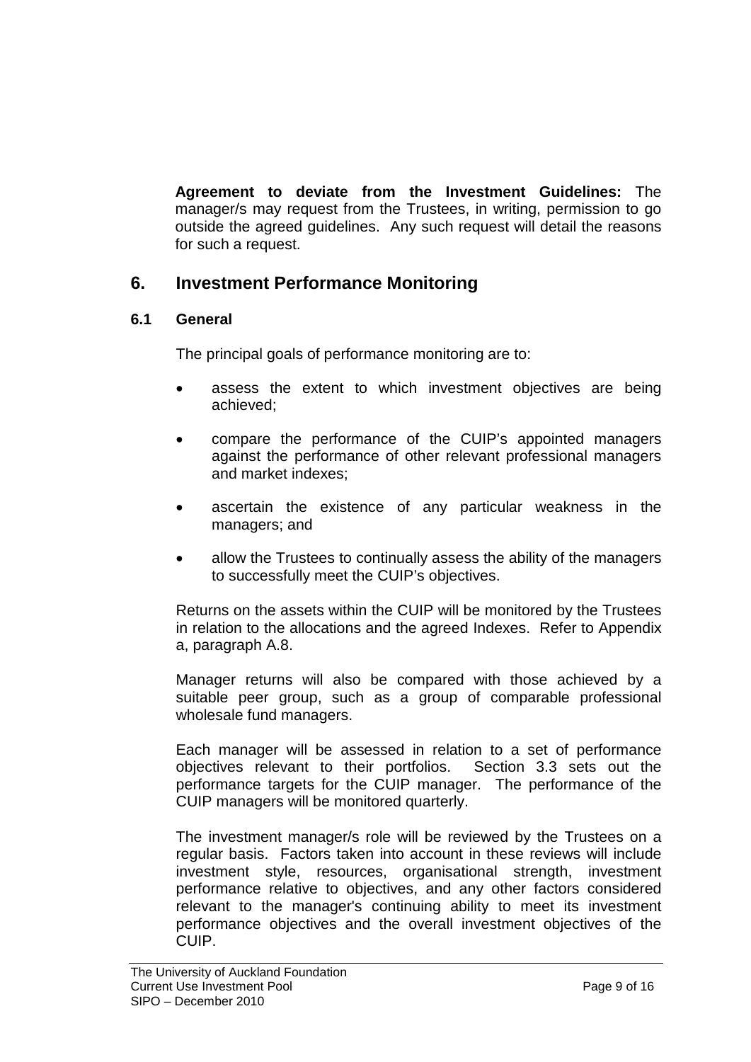**Agreement to deviate from the Investment Guidelines:** The manager/s may request from the Trustees, in writing, permission to go outside the agreed guidelines. Any such request will detail the reasons for such a request.

## 6. Investment Performance Monitoring

### 6.1 General

The principal goals of performance monitoring are to:

- assess the extent to which investment objectives are being achieved;
- compare the performance of the CUIP's appointed managers against the performance of other relevant professional managers and market indexes;
- ascertain the existence of any particular weakness in the managers; and
- allow the Trustees to continually assess the ability of the managers to successfully meet the CUIP's objectives.

Returns on the assets within the CUIP will be monitored by the Trustees in relation to the allocations and the agreed Indexes. Refer to Appendix a, paragraph A.8.

Manager returns will also be compared with those achieved by a suitable peer group, such as a group of comparable professional wholesale fund managers.

Each manager will be assessed in relation to a set of performance objectives relevant to their portfolios. Section 3.3 sets out the performance targets for the CUIP manager. The performance of the CUIP managers will be monitored quarterly.

The investment manager/s role will be reviewed by the Trustees on a regular basis. Factors taken into account in these reviews will include investment style, resources, organisational strength, investment performance relative to objectives, and any other factors considered relevant to the manager's continuing ability to meet its investment performance objectives and the overall investment objectives of the CUIP.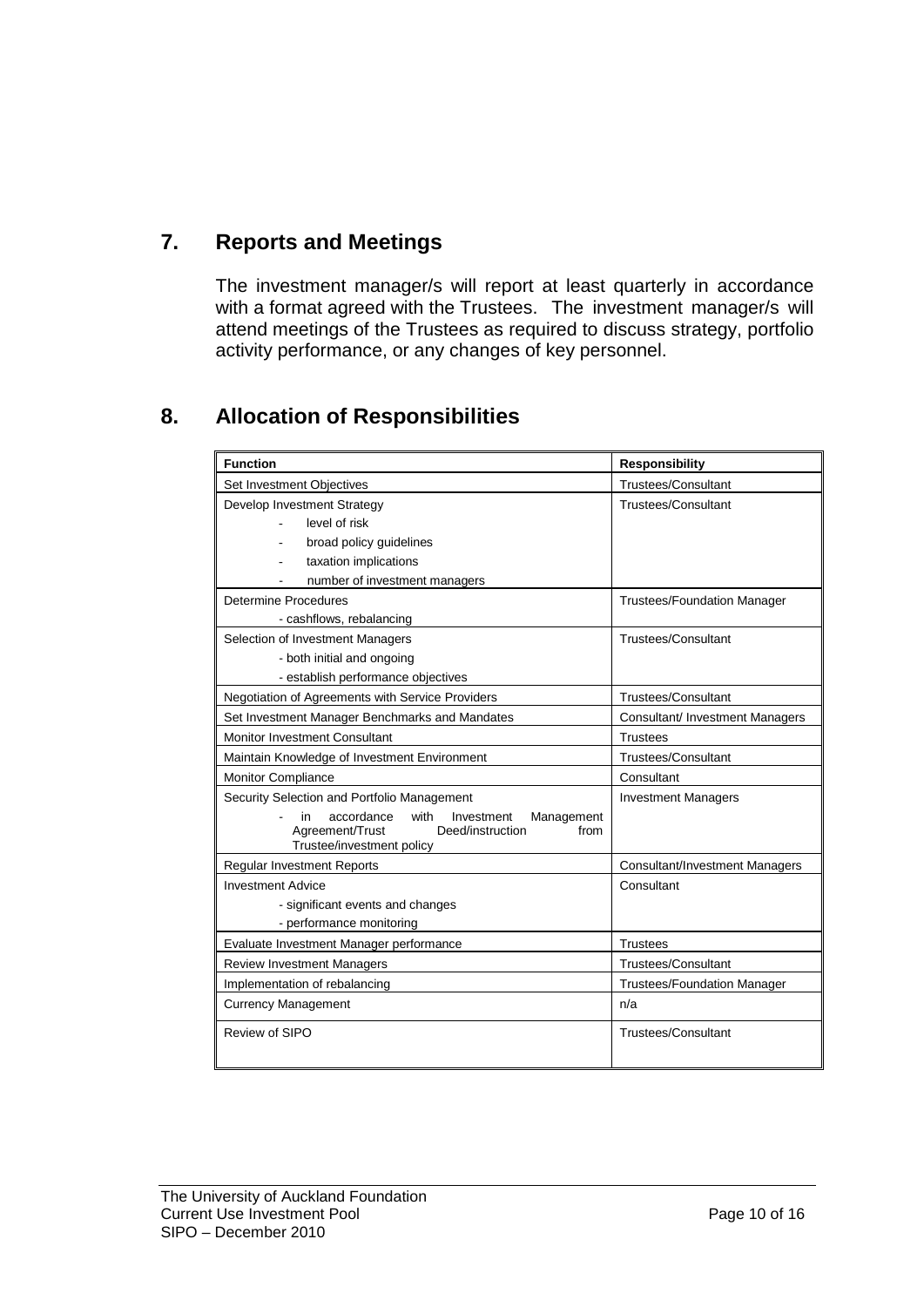## 7. Reports and Meetings

The investment manager/s will report at least quarterly in accordance with a format agreed with the Trustees. The investment manager/s will attend meetings of the Trustees as required to discuss strategy, portfolio activity performance, or any changes of key personnel.

## 8. Allocation of Responsibilities

| Function | Responsibility |
|---|---|
| Set Investment Objectives | Trustees/Consultant |
| Develop Investment Strategy<br>- level of risk<br>- broad policy guidelines<br>- taxation implications<br>- number of investment managers | Trustees/Consultant |
| Determine Procedures<br>- cashflows, rebalancing | Trustees/Foundation Manager |
| Selection of Investment Managers<br>- both initial and ongoing<br>- establish performance objectives | Trustees/Consultant |
| Negotiation of Agreements with Service Providers | Trustees/Consultant |
| Set Investment Manager Benchmarks and Mandates | Consultant/ Investment Managers |
| Monitor Investment Consultant | Trustees |
| Maintain Knowledge of Investment Environment | Trustees/Consultant |
| Monitor Compliance | Consultant |
| Security Selection and Portfolio Management<br>- in accordance with Investment Management Agreement/Trust Deed/instruction from Trustee/investment policy | Investment Managers |
| Regular Investment Reports | Consultant/Investment Managers |
| Investment Advice<br>- significant events and changes<br>- performance monitoring | Consultant |
| Evaluate Investment Manager performance | Trustees |
| Review Investment Managers | Trustees/Consultant |
| Implementation of rebalancing | Trustees/Foundation Manager |
| Currency Management | n/a |
| Review of SIPO | Trustees/Consultant |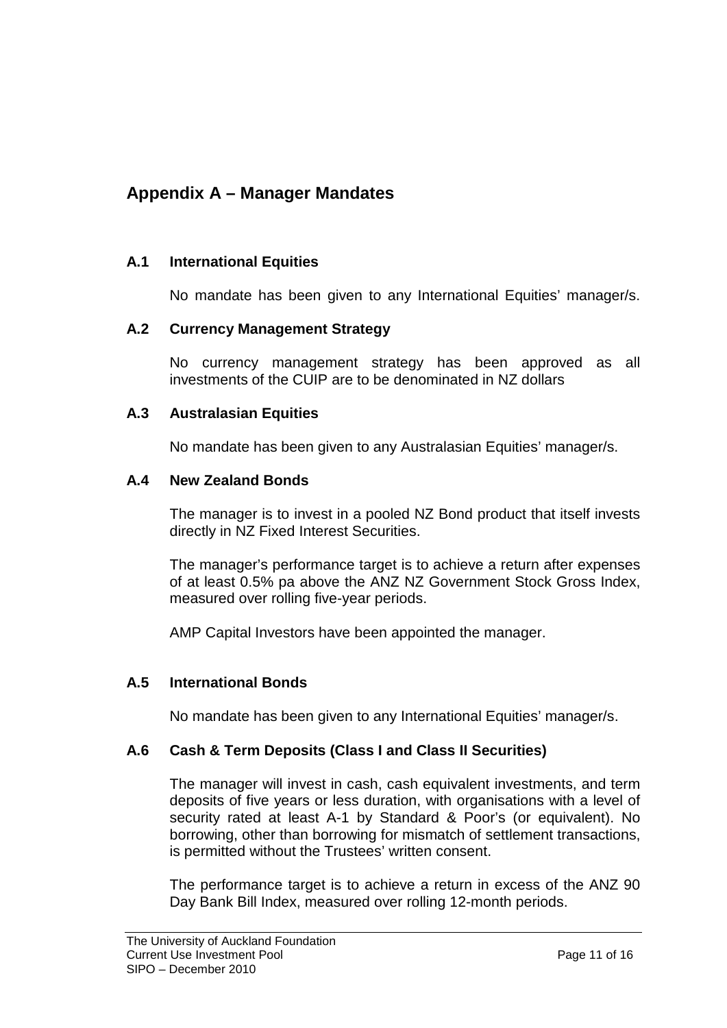## Appendix A – Manager Mandates

### A.1 International Equities

No mandate has been given to any International Equities' manager/s.

### A.2 Currency Management Strategy

No currency management strategy has been approved as all investments of the CUIP are to be denominated in NZ dollars

### A.3 Australasian Equities

No mandate has been given to any Australasian Equities' manager/s.

### A.4 New Zealand Bonds

The manager is to invest in a pooled NZ Bond product that itself invests directly in NZ Fixed Interest Securities.

The manager's performance target is to achieve a return after expenses of at least 0.5% pa above the ANZ NZ Government Stock Gross Index, measured over rolling five-year periods.

AMP Capital Investors have been appointed the manager.

### A.5 International Bonds

No mandate has been given to any International Equities' manager/s.

### A.6 Cash & Term Deposits (Class I and Class II Securities)

The manager will invest in cash, cash equivalent investments, and term deposits of five years or less duration, with organisations with a level of security rated at least A-1 by Standard & Poor's (or equivalent). No borrowing, other than borrowing for mismatch of settlement transactions, is permitted without the Trustees' written consent.

The performance target is to achieve a return in excess of the ANZ 90 Day Bank Bill Index, measured over rolling 12-month periods.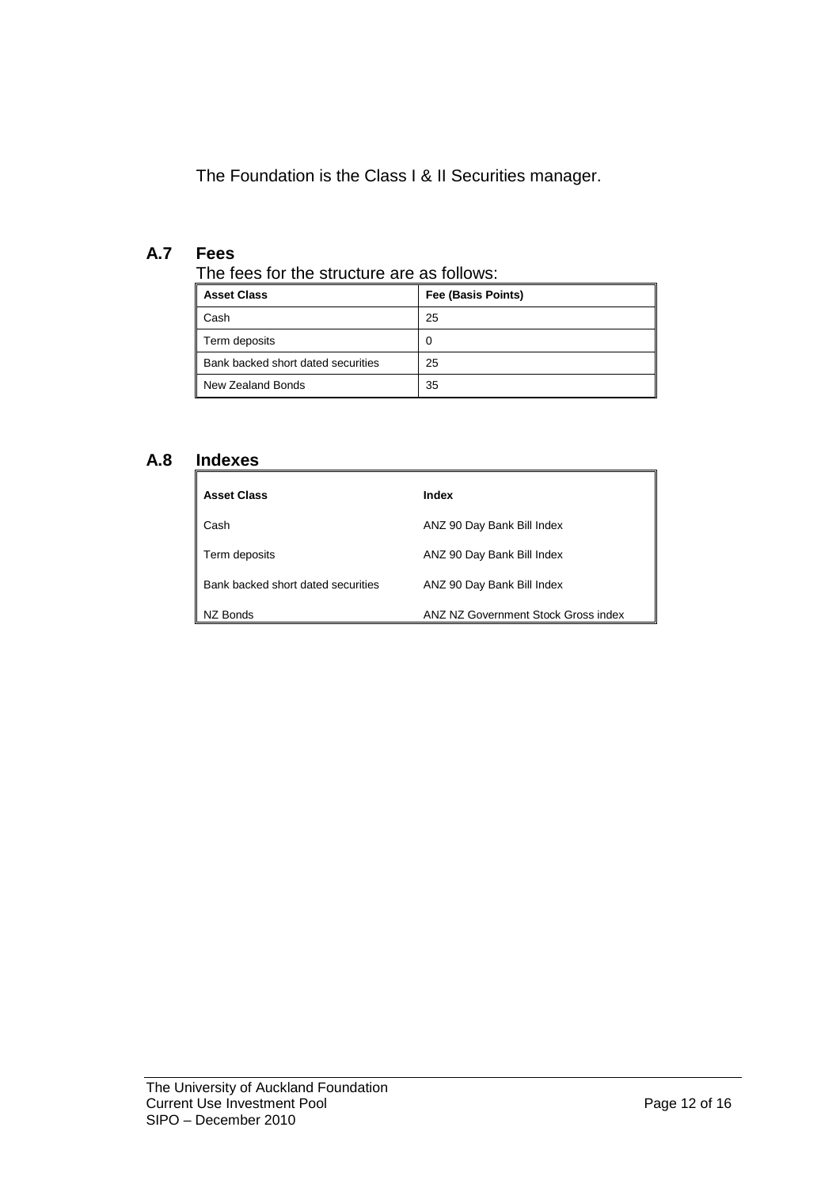The Foundation is the Class I & II Securities manager.

## A.7 Fees

The fees for the structure are as follows:

| Asset Class | Fee (Basis Points) |
| --- | --- |
| Cash | 25 |
| Term deposits | 0 |
| Bank backed short dated securities | 25 |
| New Zealand Bonds | 35 |

## A.8 Indexes

| Asset Class | Index |
| --- | --- |
| Cash | ANZ 90 Day Bank Bill Index |
| Term deposits | ANZ 90 Day Bank Bill Index |
| Bank backed short dated securities | ANZ 90 Day Bank Bill Index |
| NZ Bonds | ANZ NZ Government Stock Gross index |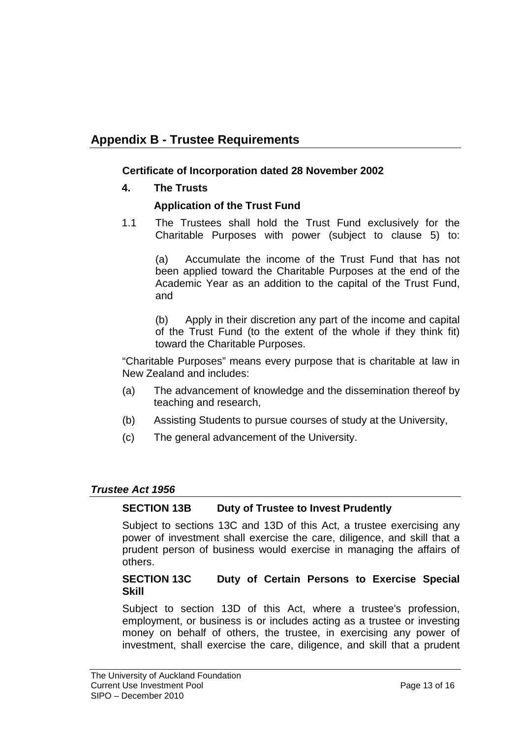## Appendix B - Trustee Requirements

**Certificate of Incorporation dated 28 November 2002**

**4. The Trusts**

**Application of the Trust Fund**

1.1 The Trustees shall hold the Trust Fund exclusively for the Charitable Purposes with power (subject to clause 5) to:

(a) Accumulate the income of the Trust Fund that has not been applied toward the Charitable Purposes at the end of the Academic Year as an addition to the capital of the Trust Fund, and

(b) Apply in their discretion any part of the income and capital of the Trust Fund (to the extent of the whole if they think fit) toward the Charitable Purposes.

"Charitable Purposes" means every purpose that is charitable at law in New Zealand and includes:

(a) The advancement of knowledge and the dissemination thereof by teaching and research,

(b) Assisting Students to pursue courses of study at the University,

(c) The general advancement of the University.

### *Trustee Act 1956*

**SECTION 13B Duty of Trustee to Invest Prudently**

Subject to sections 13C and 13D of this Act, a trustee exercising any power of investment shall exercise the care, diligence, and skill that a prudent person of business would exercise in managing the affairs of others.

**SECTION 13C Duty of Certain Persons to Exercise Special Skill**

Subject to section 13D of this Act, where a trustee's profession, employment, or business is or includes acting as a trustee or investing money on behalf of others, the trustee, in exercising any power of investment, shall exercise the care, diligence, and skill that a prudent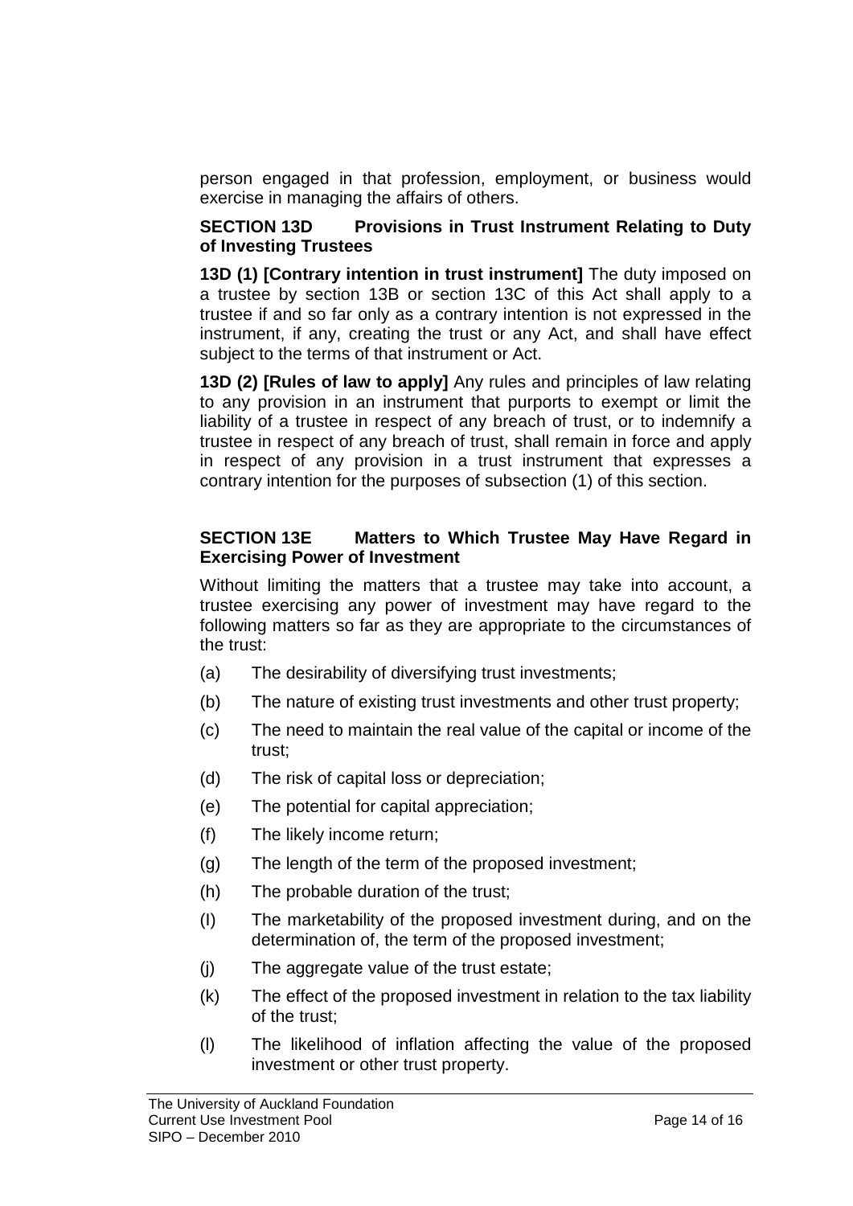person engaged in that profession, employment, or business would exercise in managing the affairs of others.

**SECTION 13D Provisions in Trust Instrument Relating to Duty of Investing Trustees**

**13D (1) [Contrary intention in trust instrument]** The duty imposed on a trustee by section 13B or section 13C of this Act shall apply to a trustee if and so far only as a contrary intention is not expressed in the instrument, if any, creating the trust or any Act, and shall have effect subject to the terms of that instrument or Act.

**13D (2) [Rules of law to apply]** Any rules and principles of law relating to any provision in an instrument that purports to exempt or limit the liability of a trustee in respect of any breach of trust, or to indemnify a trustee in respect of any breach of trust, shall remain in force and apply in respect of any provision in a trust instrument that expresses a contrary intention for the purposes of subsection (1) of this section.

**SECTION 13E Matters to Which Trustee May Have Regard in Exercising Power of Investment**

Without limiting the matters that a trustee may take into account, a trustee exercising any power of investment may have regard to the following matters so far as they are appropriate to the circumstances of the trust:

(a) The desirability of diversifying trust investments;

(b) The nature of existing trust investments and other trust property;

(c) The need to maintain the real value of the capital or income of the trust;

(d) The risk of capital loss or depreciation;

(e) The potential for capital appreciation;

(f) The likely income return;

(g) The length of the term of the proposed investment;

(h) The probable duration of the trust;

(I) The marketability of the proposed investment during, and on the determination of, the term of the proposed investment;

(j) The aggregate value of the trust estate;

(k) The effect of the proposed investment in relation to the tax liability of the trust;

(l) The likelihood of inflation affecting the value of the proposed investment or other trust property.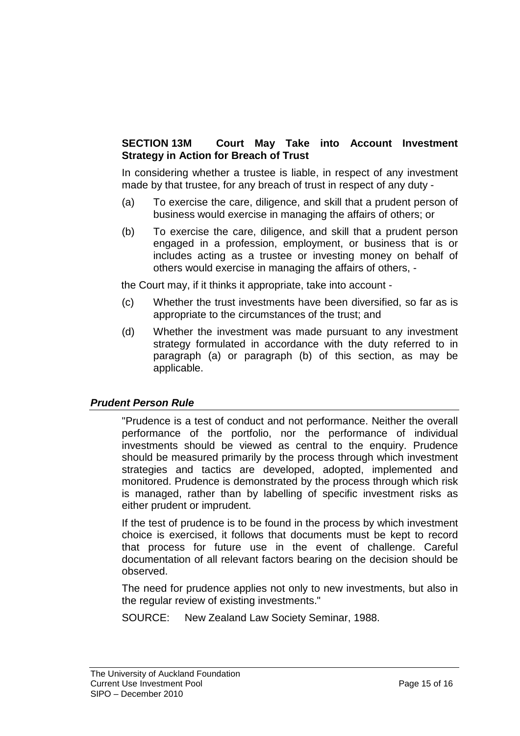**SECTION 13M Court May Take into Account Investment Strategy in Action for Breach of Trust**

In considering whether a trustee is liable, in respect of any investment made by that trustee, for any breach of trust in respect of any duty -

(a) To exercise the care, diligence, and skill that a prudent person of business would exercise in managing the affairs of others; or

(b) To exercise the care, diligence, and skill that a prudent person engaged in a profession, employment, or business that is or includes acting as a trustee or investing money on behalf of others would exercise in managing the affairs of others, -

the Court may, if it thinks it appropriate, take into account -

(c) Whether the trust investments have been diversified, so far as is appropriate to the circumstances of the trust; and

(d) Whether the investment was made pursuant to any investment strategy formulated in accordance with the duty referred to in paragraph (a) or paragraph (b) of this section, as may be applicable.

## ***Prudent Person Rule***

"Prudence is a test of conduct and not performance. Neither the overall performance of the portfolio, nor the performance of individual investments should be viewed as central to the enquiry. Prudence should be measured primarily by the process through which investment strategies and tactics are developed, adopted, implemented and monitored. Prudence is demonstrated by the process through which risk is managed, rather than by labelling of specific investment risks as either prudent or imprudent.

If the test of prudence is to be found in the process by which investment choice is exercised, it follows that documents must be kept to record that process for future use in the event of challenge. Careful documentation of all relevant factors bearing on the decision should be observed.

The need for prudence applies not only to new investments, but also in the regular review of existing investments."

SOURCE: New Zealand Law Society Seminar, 1988.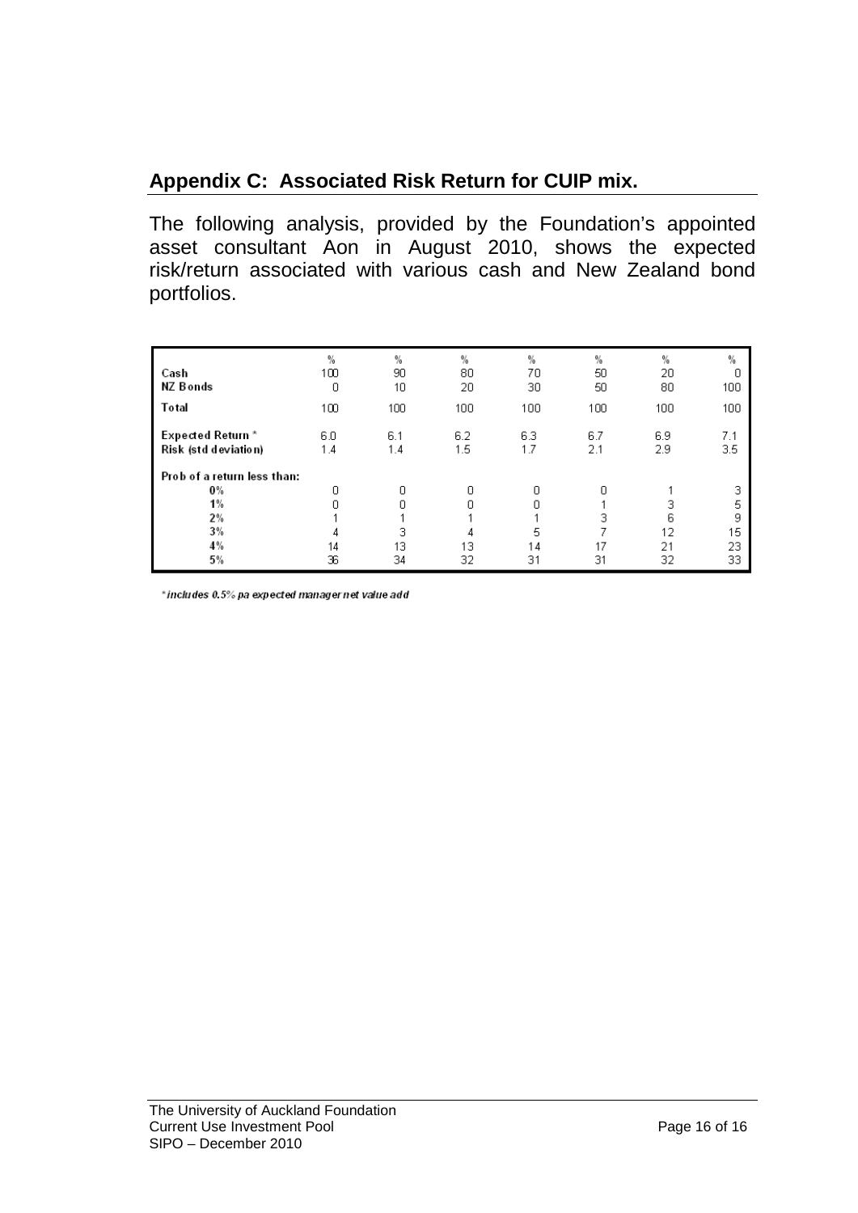## Appendix C: Associated Risk Return for CUIP mix.

The following analysis, provided by the Foundation's appointed asset consultant Aon in August 2010, shows the expected risk/return associated with various cash and New Zealand bond portfolios.

| | % | % | % | % | % | % | % |
|---|---|---|---|---|---|---|---|
| Cash | 100 | 90 | 80 | 70 | 50 | 20 | 0 |
| NZ Bonds | 0 | 10 | 20 | 30 | 50 | 80 | 100 |
| Total | 100 | 100 | 100 | 100 | 100 | 100 | 100 |
| Expected Return * | 6.0 | 6.1 | 6.2 | 6.3 | 6.7 | 6.9 | 7.1 |
| Risk (std deviation) | 1.4 | 1.4 | 1.5 | 1.7 | 2.1 | 2.9 | 3.5 |
| Prob of a return less than: | | | | | | | |
| 0% | 0 | 0 | 0 | 0 | 0 | 1 | 3 |
| 1% | 0 | 0 | 0 | 0 | 1 | 3 | 5 |
| 2% | 1 | 1 | 1 | 1 | 3 | 6 | 9 |
| 3% | 4 | 3 | 4 | 5 | 7 | 12 | 15 |
| 4% | 14 | 13 | 13 | 14 | 17 | 21 | 23 |
| 5% | 36 | 34 | 32 | 31 | 31 | 32 | 33 |

*\* includes 0.5% pa expected manager net value add*